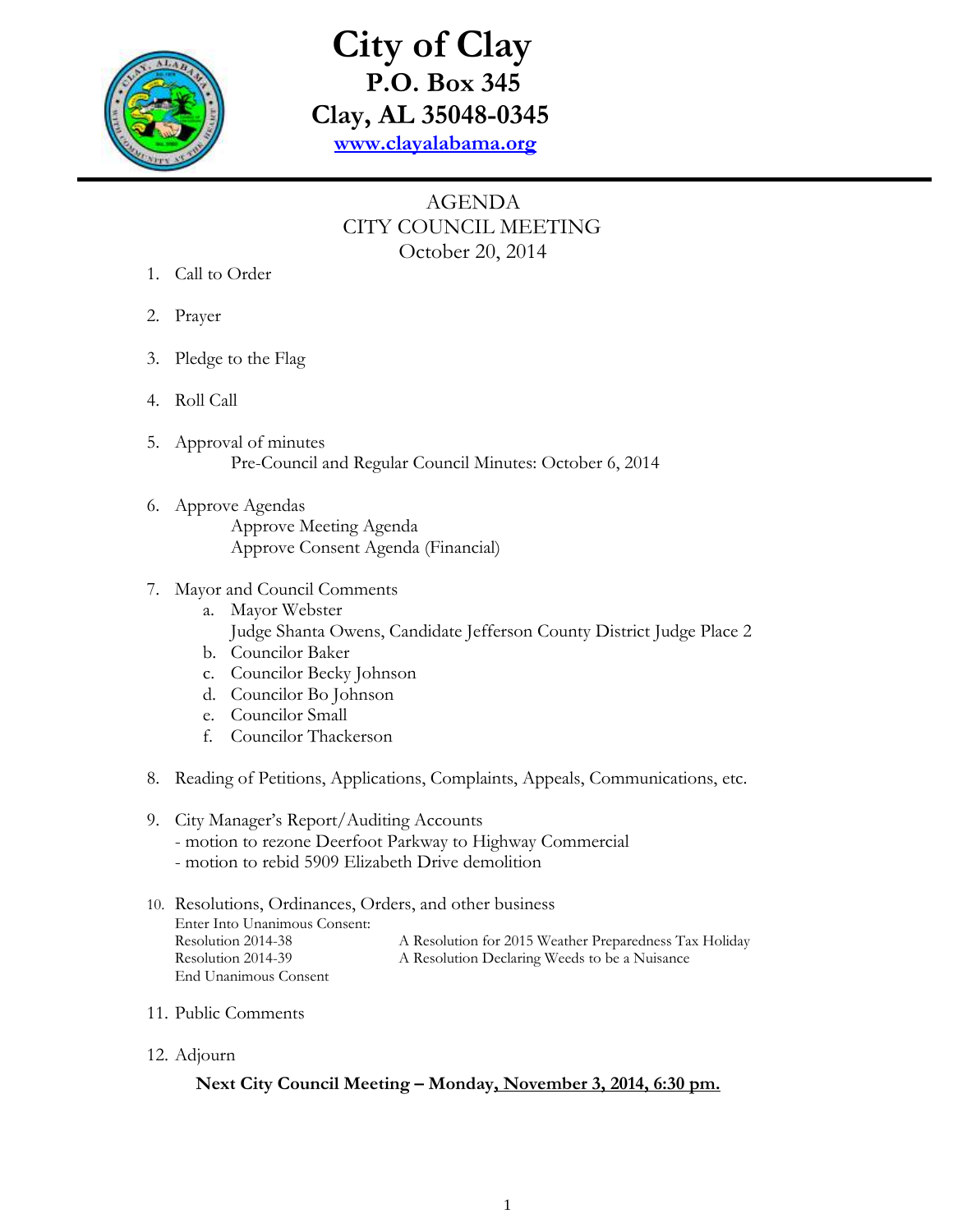# City of Clay

**P.O. Box 345**

**Clay, AL 35048-0345**

**www.clayalabama.org**

AGENDA

CITY COUNCIL MEETING

October 20, 2014

1. Call to Order
2. Prayer
3. Pledge to the Flag
4. Roll Call
5. Approval of minutes
   Pre-Council and Regular Council Minutes: October 6, 2014
6. Approve Agendas
   Approve Meeting Agenda
   Approve Consent Agenda (Financial)
7. Mayor and Council Comments
   a. Mayor Webster
      Judge Shanta Owens, Candidate Jefferson County District Judge Place 2
   b. Councilor Baker
   c. Councilor Becky Johnson
   d. Councilor Bo Johnson
   e. Councilor Small
   f. Councilor Thackerson
8. Reading of Petitions, Applications, Complaints, Appeals, Communications, etc.
9. City Manager's Report/Auditing Accounts
   - motion to rezone Deerfoot Parkway to Highway Commercial
   - motion to rebid 5909 Elizabeth Drive demolition
10. Resolutions, Ordinances, Orders, and other business
    Enter Into Unanimous Consent:
    Resolution 2014-38 — A Resolution for 2015 Weather Preparedness Tax Holiday
    Resolution 2014-39 — A Resolution Declaring Weeds to be a Nuisance
    End Unanimous Consent
11. Public Comments
12. Adjourn

**Next City Council Meeting – Monday, November 3, 2014, 6:30 pm.**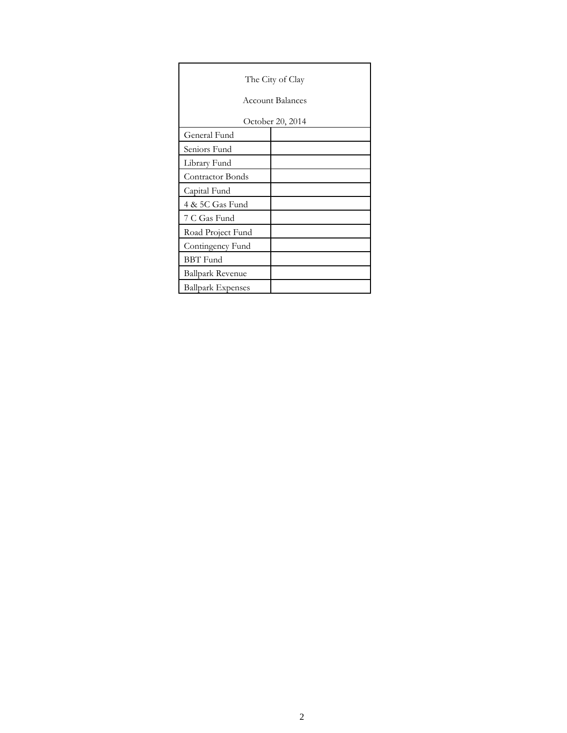The City of Clay

Account Balances

October 20, 2014

| | |
|---|---|
| General Fund | |
| Seniors Fund | |
| Library Fund | |
| Contractor Bonds | |
| Capital Fund | |
| 4 & 5C Gas Fund | |
| 7 C Gas Fund | |
| Road Project Fund | |
| Contingency Fund | |
| BBT Fund | |
| Ballpark Revenue | |
| Ballpark Expenses | |